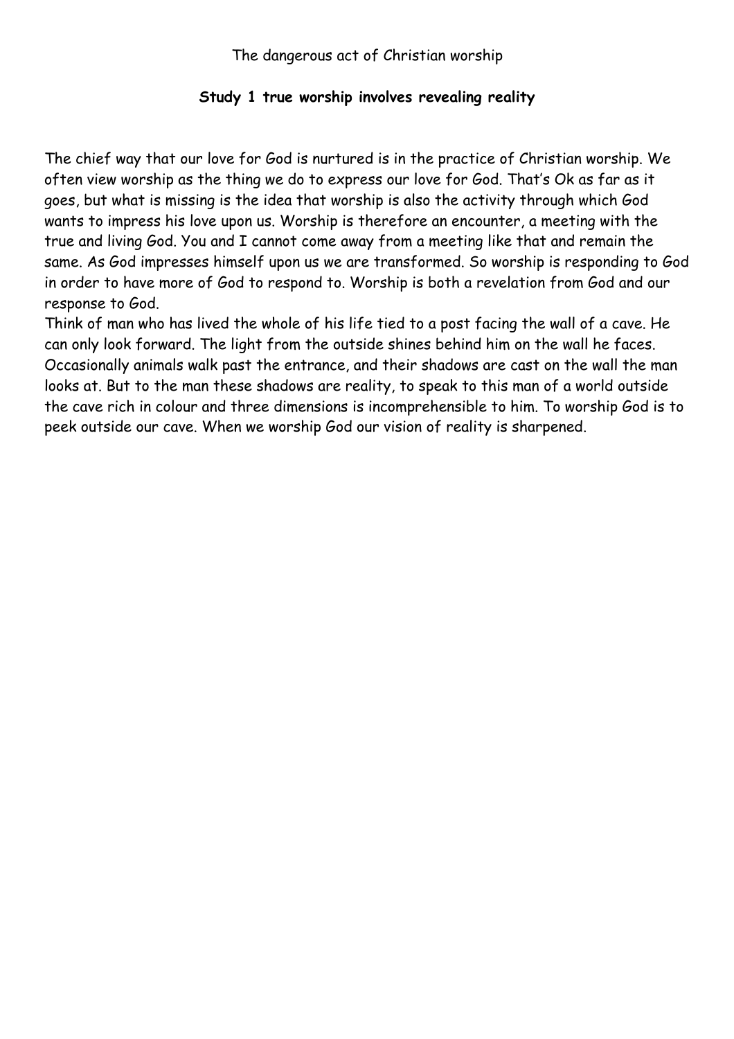The dangerous act of Christian worship

## Study 1 true worship involves revealing reality

The chief way that our love for God is nurtured is in the practice of Christian worship. We often view worship as the thing we do to express our love for God. That's Ok as far as it goes, but what is missing is the idea that worship is also the activity through which God wants to impress his love upon us. Worship is therefore an encounter, a meeting with the true and living God. You and I cannot come away from a meeting like that and remain the same. As God impresses himself upon us we are transformed. So worship is responding to God in order to have more of God to respond to. Worship is both a revelation from God and our response to God.

Think of man who has lived the whole of his life tied to a post facing the wall of a cave. He can only look forward. The light from the outside shines behind him on the wall he faces. Occasionally animals walk past the entrance, and their shadows are cast on the wall the man looks at. But to the man these shadows are reality, to speak to this man of a world outside the cave rich in colour and three dimensions is incomprehensible to him. To worship God is to peek outside our cave. When we worship God our vision of reality is sharpened.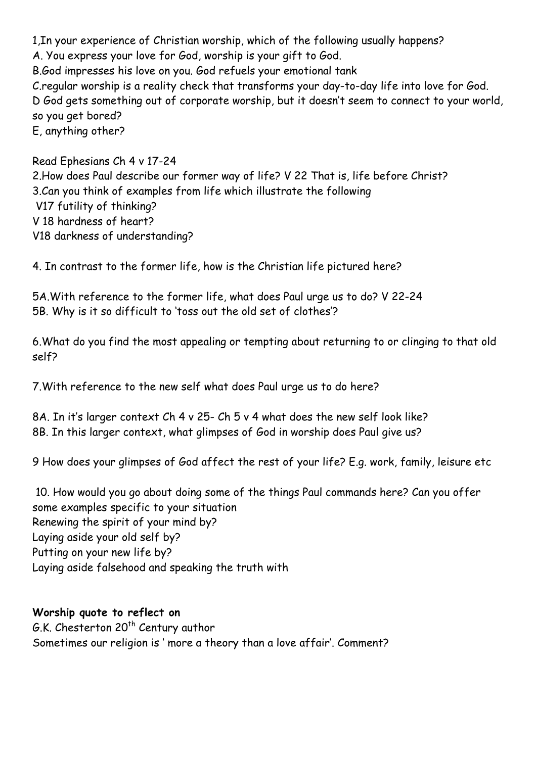1,In your experience of Christian worship, which of the following usually happens?
A. You express your love for God, worship is your gift to God.
B.God impresses his love on you. God refuels your emotional tank
C.regular worship is a reality check that transforms your day-to-day life into love for God.
D God gets something out of corporate worship, but it doesn't seem to connect to your world, so you get bored?
E, anything other?

Read Ephesians Ch 4 v 17-24
2.How does Paul describe our former way of life? V 22 That is, life before Christ?
3.Can you think of examples from life which illustrate the following
V17 futility of thinking?
V 18 hardness of heart?
V18 darkness of understanding?

4. In contrast to the former life, how is the Christian life pictured here?

5A.With reference to the former life, what does Paul urge us to do? V 22-24
5B. Why is it so difficult to 'toss out the old set of clothes'?

6.What do you find the most appealing or tempting about returning to or clinging to that old self?

7.With reference to the new self what does Paul urge us to do here?

8A. In it's larger context Ch 4 v 25- Ch 5 v 4 what does the new self look like?
8B. In this larger context, what glimpses of God in worship does Paul give us?

9 How does your glimpses of God affect the rest of your life? E.g. work, family, leisure etc

10. How would you go about doing some of the things Paul commands here? Can you offer some examples specific to your situation
Renewing the spirit of your mind by?
Laying aside your old self by?
Putting on your new life by?
Laying aside falsehood and speaking the truth with

**Worship quote to reflect on**
G.K. Chesterton 20th Century author
Sometimes our religion is ' more a theory than a love affair'. Comment?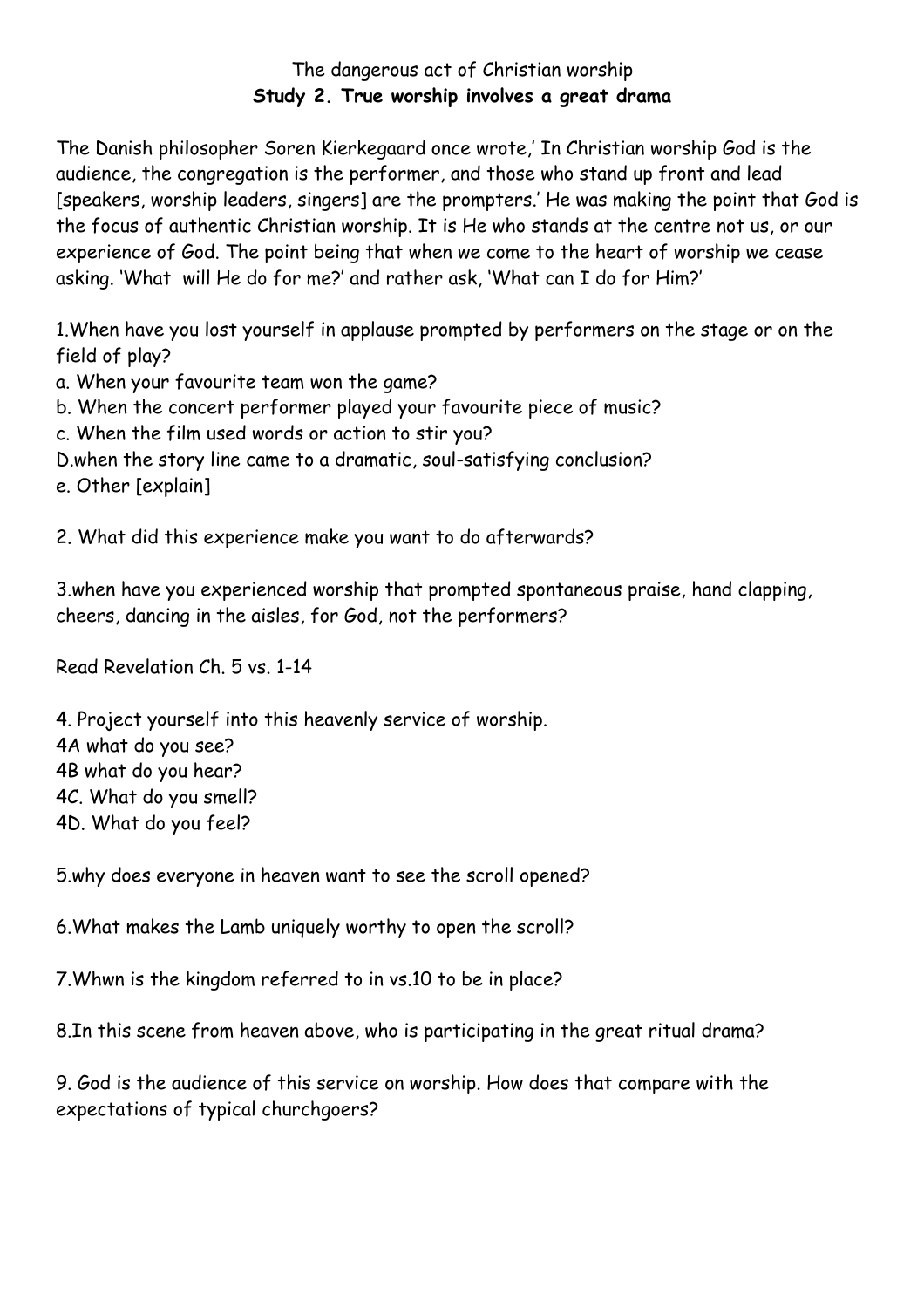The dangerous act of Christian worship

**Study 2. True worship involves a great drama**

The Danish philosopher Soren Kierkegaard once wrote,' In Christian worship God is the audience, the congregation is the performer, and those who stand up front and lead [speakers, worship leaders, singers] are the prompters.' He was making the point that God is the focus of authentic Christian worship. It is He who stands at the centre not us, or our experience of God. The point being that when we come to the heart of worship we cease asking. 'What will He do for me?' and rather ask, 'What can I do for Him?'

1.When have you lost yourself in applause prompted by performers on the stage or on the field of play?

a. When your favourite team won the game?

b. When the concert performer played your favourite piece of music?

c. When the film used words or action to stir you?

D.when the story line came to a dramatic, soul-satisfying conclusion?

e. Other [explain]

2. What did this experience make you want to do afterwards?

3.when have you experienced worship that prompted spontaneous praise, hand clapping, cheers, dancing in the aisles, for God, not the performers?

Read Revelation Ch. 5 vs. 1-14

4. Project yourself into this heavenly service of worship.

4A what do you see?

4B what do you hear?

4C. What do you smell?

4D. What do you feel?

5.why does everyone in heaven want to see the scroll opened?

6.What makes the Lamb uniquely worthy to open the scroll?

7.Whwn is the kingdom referred to in vs.10 to be in place?

8.In this scene from heaven above, who is participating in the great ritual drama?

9. God is the audience of this service on worship. How does that compare with the expectations of typical churchgoers?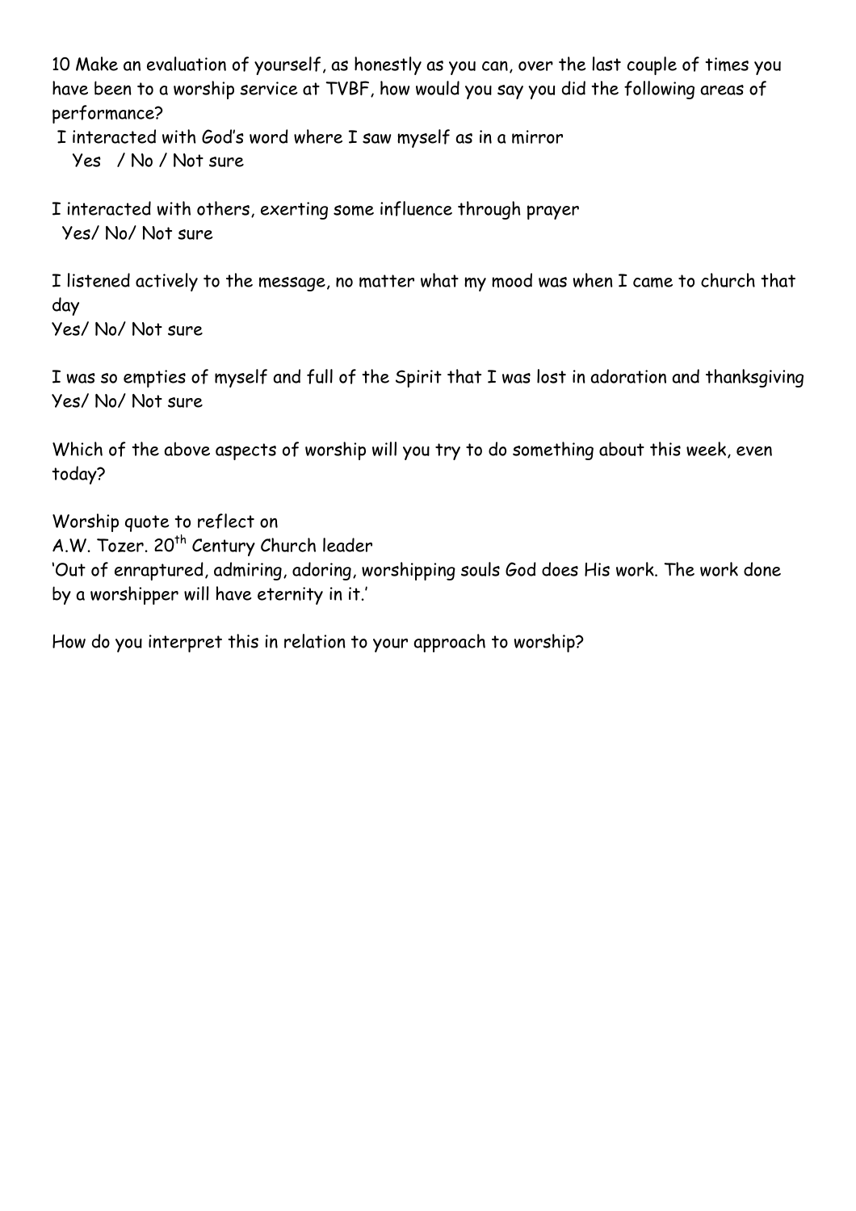10 Make an evaluation of yourself, as honestly as you can, over the last couple of times you have been to a worship service at TVBF, how would you say you did the following areas of performance?

I interacted with God's word where I saw myself as in a mirror
Yes / No / Not sure

I interacted with others, exerting some influence through prayer
Yes/ No/ Not sure

I listened actively to the message, no matter what my mood was when I came to church that day
Yes/ No/ Not sure

I was so empties of myself and full of the Spirit that I was lost in adoration and thanksgiving
Yes/ No/ Not sure

Which of the above aspects of worship will you try to do something about this week, even today?

Worship quote to reflect on
A.W. Tozer. 20th Century Church leader
'Out of enraptured, admiring, adoring, worshipping souls God does His work. The work done by a worshipper will have eternity in it.'

How do you interpret this in relation to your approach to worship?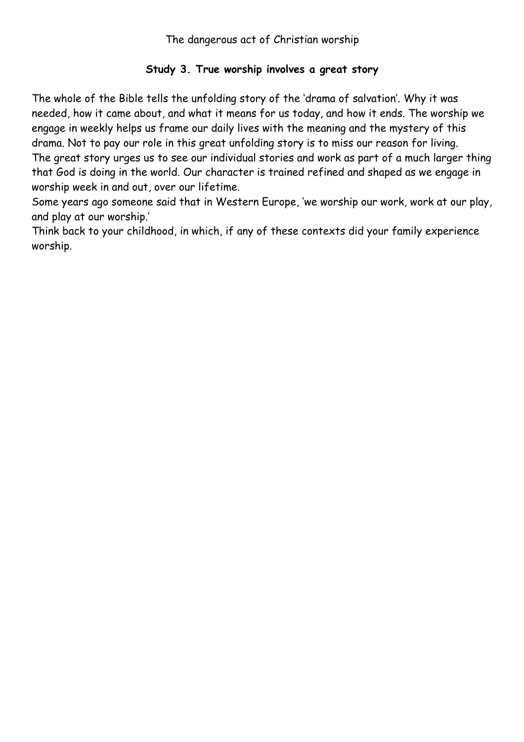The dangerous act of Christian worship

## Study 3. True worship involves a great story

The whole of the Bible tells the unfolding story of the 'drama of salvation'. Why it was needed, how it came about, and what it means for us today, and how it ends. The worship we engage in weekly helps us frame our daily lives with the meaning and the mystery of this drama. Not to pay our role in this great unfolding story is to miss our reason for living.
The great story urges us to see our individual stories and work as part of a much larger thing that God is doing in the world. Our character is trained refined and shaped as we engage in worship week in and out, over our lifetime.
Some years ago someone said that in Western Europe, 'we worship our work, work at our play, and play at our worship.'
Think back to your childhood, in which, if any of these contexts did your family experience worship.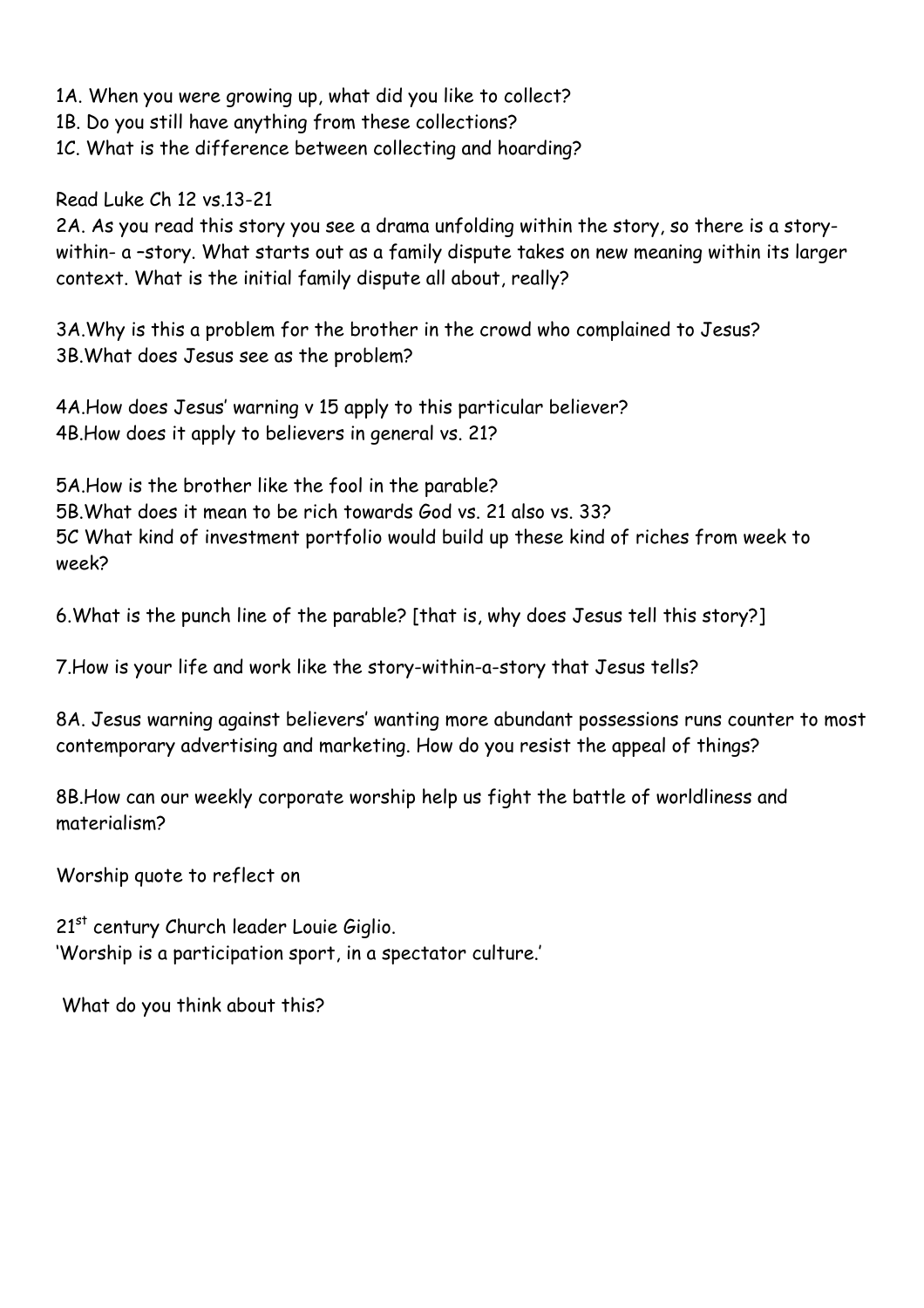1A. When you were growing up, what did you like to collect?
1B. Do you still have anything from these collections?
1C. What is the difference between collecting and hoarding?

Read Luke Ch 12 vs.13-21

2A. As you read this story you see a drama unfolding within the story, so there is a story-within- a –story. What starts out as a family dispute takes on new meaning within its larger context. What is the initial family dispute all about, really?

3A.Why is this a problem for the brother in the crowd who complained to Jesus?
3B.What does Jesus see as the problem?

4A.How does Jesus' warning v 15 apply to this particular believer?
4B.How does it apply to believers in general vs. 21?

5A.How is the brother like the fool in the parable?
5B.What does it mean to be rich towards God vs. 21 also vs. 33?
5C What kind of investment portfolio would build up these kind of riches from week to week?

6.What is the punch line of the parable? [that is, why does Jesus tell this story?]

7.How is your life and work like the story-within-a-story that Jesus tells?

8A. Jesus warning against believers' wanting more abundant possessions runs counter to most contemporary advertising and marketing. How do you resist the appeal of things?

8B.How can our weekly corporate worship help us fight the battle of worldliness and materialism?

Worship quote to reflect on

21st century Church leader Louie Giglio.
'Worship is a participation sport, in a spectator culture.'

What do you think about this?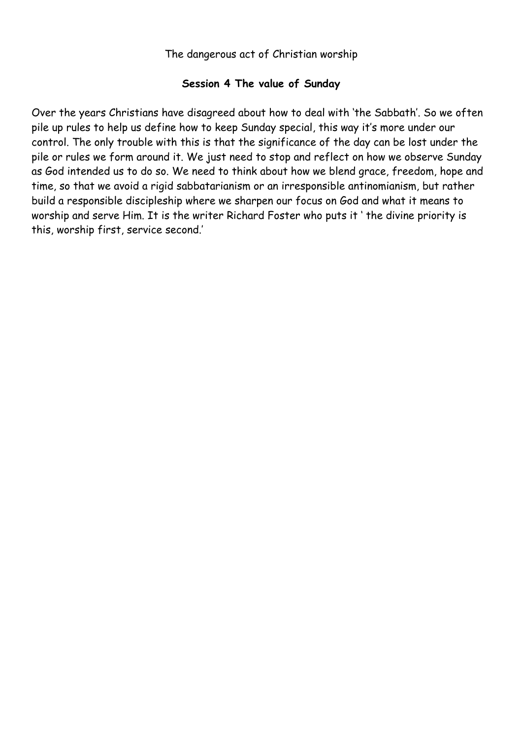The dangerous act of Christian worship

**Session 4 The value of Sunday**

Over the years Christians have disagreed about how to deal with 'the Sabbath'. So we often pile up rules to help us define how to keep Sunday special, this way it's more under our control. The only trouble with this is that the significance of the day can be lost under the pile or rules we form around it. We just need to stop and reflect on how we observe Sunday as God intended us to do so. We need to think about how we blend grace, freedom, hope and time, so that we avoid a rigid sabbatarianism or an irresponsible antinomianism, but rather build a responsible discipleship where we sharpen our focus on God and what it means to worship and serve Him. It is the writer Richard Foster who puts it ' the divine priority is this, worship first, service second.'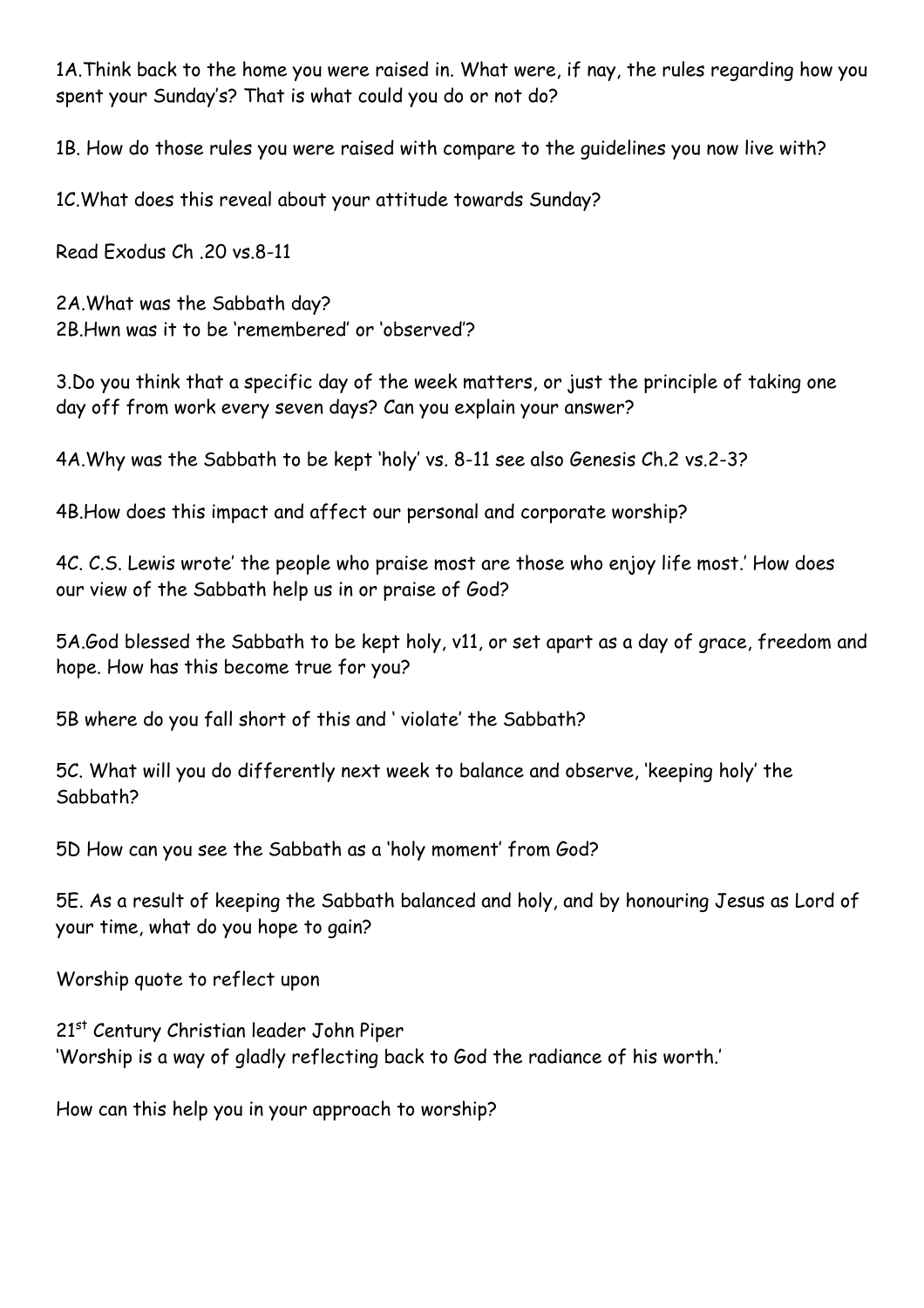1A.Think back to the home you were raised in. What were, if nay, the rules regarding how you spent your Sunday's? That is what could you do or not do?

1B. How do those rules you were raised with compare to the guidelines you now live with?

1C.What does this reveal about your attitude towards Sunday?

Read Exodus Ch .20 vs.8-11

2A.What was the Sabbath day?
2B.Hwn was it to be 'remembered' or 'observed'?

3.Do you think that a specific day of the week matters, or just the principle of taking one day off from work every seven days? Can you explain your answer?

4A.Why was the Sabbath to be kept 'holy' vs. 8-11 see also Genesis Ch.2 vs.2-3?

4B.How does this impact and affect our personal and corporate worship?

4C. C.S. Lewis wrote' the people who praise most are those who enjoy life most.' How does our view of the Sabbath help us in or praise of God?

5A.God blessed the Sabbath to be kept holy, v11, or set apart as a day of grace, freedom and hope. How has this become true for you?

5B where do you fall short of this and ' violate' the Sabbath?

5C. What will you do differently next week to balance and observe, 'keeping holy' the Sabbath?

5D How can you see the Sabbath as a 'holy moment' from God?

5E. As a result of keeping the Sabbath balanced and holy, and by honouring Jesus as Lord of your time, what do you hope to gain?

Worship quote to reflect upon

21st Century Christian leader John Piper
'Worship is a way of gladly reflecting back to God the radiance of his worth.'

How can this help you in your approach to worship?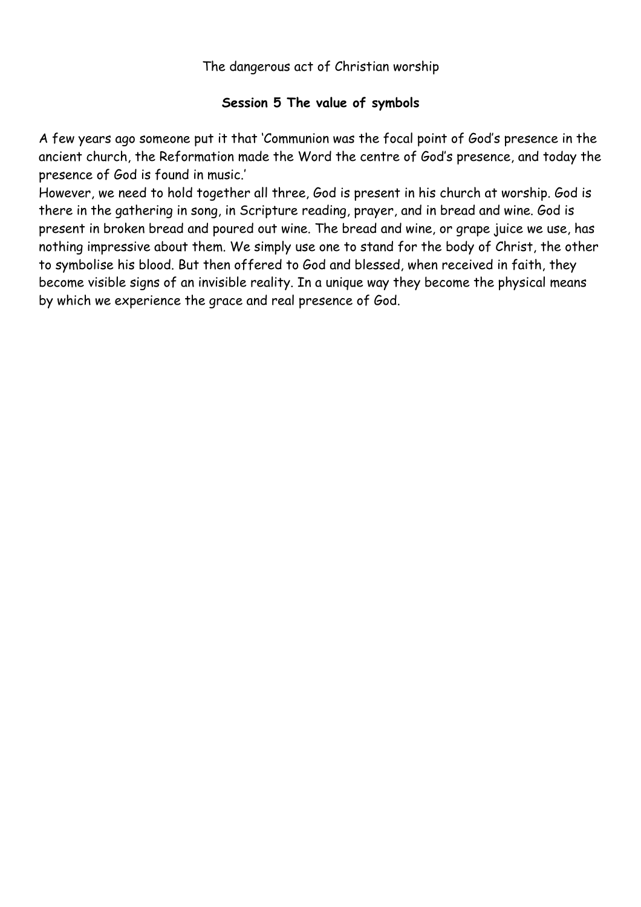The dangerous act of Christian worship

**Session 5 The value of symbols**

A few years ago someone put it that 'Communion was the focal point of God's presence in the ancient church, the Reformation made the Word the centre of God's presence, and today the presence of God is found in music.'

However, we need to hold together all three, God is present in his church at worship. God is there in the gathering in song, in Scripture reading, prayer, and in bread and wine. God is present in broken bread and poured out wine. The bread and wine, or grape juice we use, has nothing impressive about them. We simply use one to stand for the body of Christ, the other to symbolise his blood. But then offered to God and blessed, when received in faith, they become visible signs of an invisible reality. In a unique way they become the physical means by which we experience the grace and real presence of God.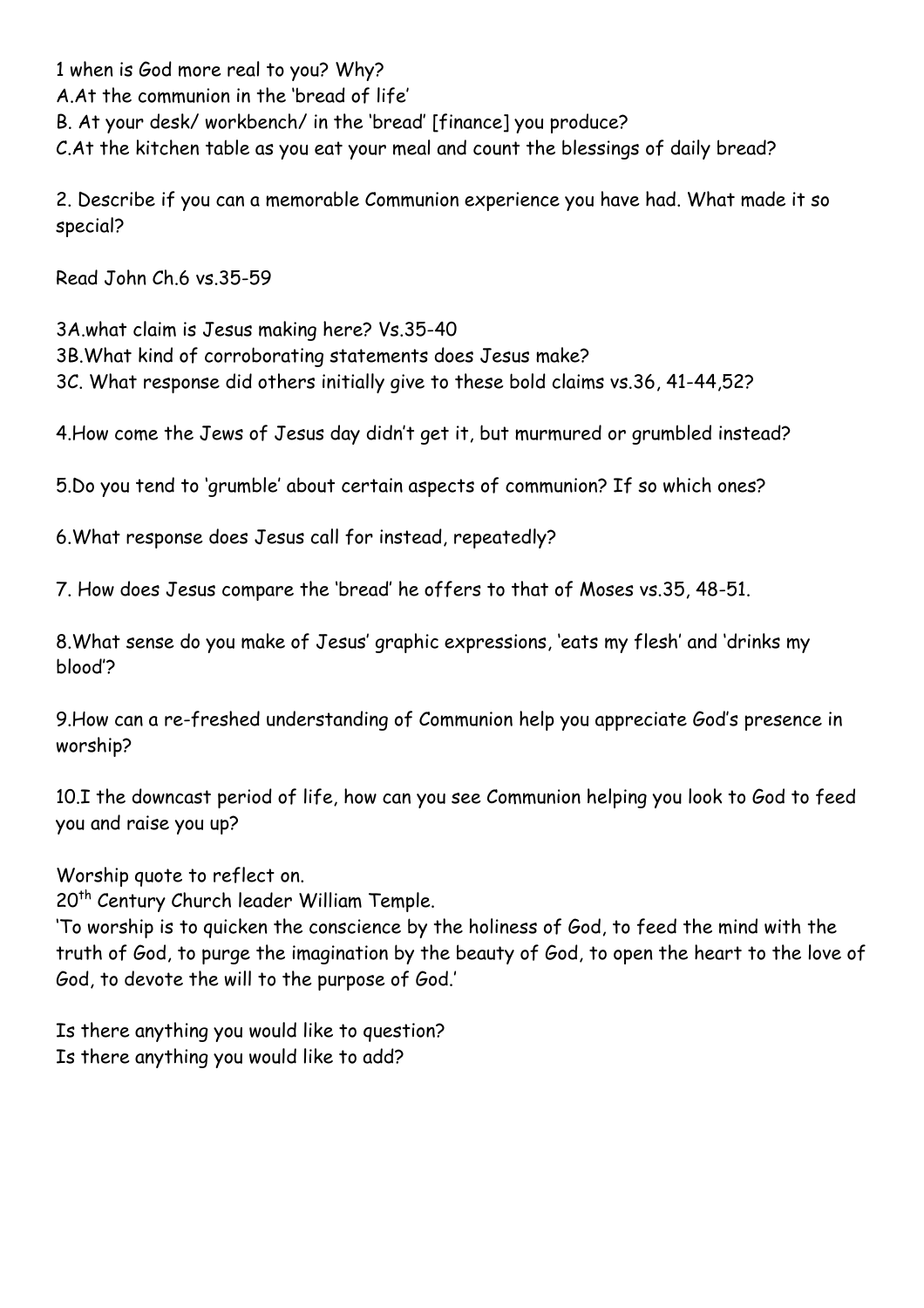1 when is God more real to you? Why?
A.At the communion in the 'bread of life'
B. At your desk/ workbench/ in the 'bread' [finance] you produce?
C.At the kitchen table as you eat your meal and count the blessings of daily bread?

2. Describe if you can a memorable Communion experience you have had. What made it so special?

Read John Ch.6 vs.35-59

3A.what claim is Jesus making here? Vs.35-40
3B.What kind of corroborating statements does Jesus make?
3C. What response did others initially give to these bold claims vs.36, 41-44,52?

4.How come the Jews of Jesus day didn't get it, but murmured or grumbled instead?

5.Do you tend to 'grumble' about certain aspects of communion? If so which ones?

6.What response does Jesus call for instead, repeatedly?

7. How does Jesus compare the 'bread' he offers to that of Moses vs.35, 48-51.

8.What sense do you make of Jesus' graphic expressions, 'eats my flesh' and 'drinks my blood'?

9.How can a re-freshed understanding of Communion help you appreciate God's presence in worship?

10.I the downcast period of life, how can you see Communion helping you look to God to feed you and raise you up?

Worship quote to reflect on.
20th Century Church leader William Temple.
'To worship is to quicken the conscience by the holiness of God, to feed the mind with the truth of God, to purge the imagination by the beauty of God, to open the heart to the love of God, to devote the will to the purpose of God.'

Is there anything you would like to question?
Is there anything you would like to add?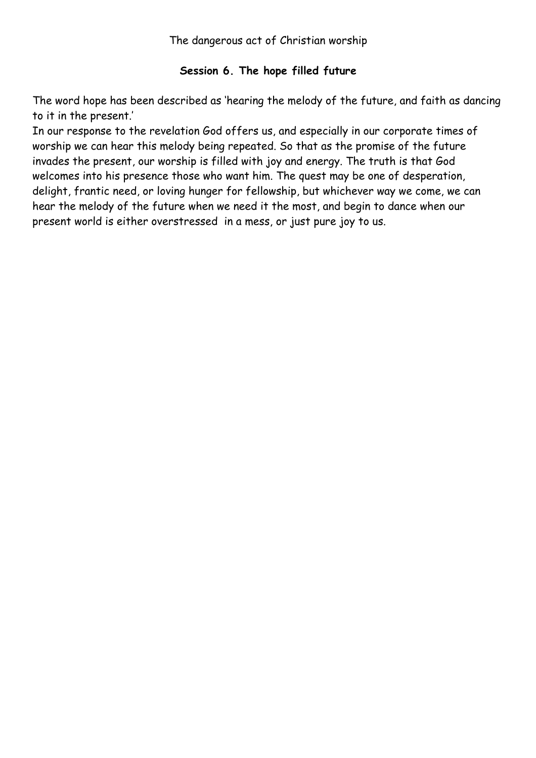The dangerous act of Christian worship

## Session 6. The hope filled future

The word hope has been described as 'hearing the melody of the future, and faith as dancing to it in the present.'

In our response to the revelation God offers us, and especially in our corporate times of worship we can hear this melody being repeated. So that as the promise of the future invades the present, our worship is filled with joy and energy. The truth is that God welcomes into his presence those who want him. The quest may be one of desperation, delight, frantic need, or loving hunger for fellowship, but whichever way we come, we can hear the melody of the future when we need it the most, and begin to dance when our present world is either overstressed in a mess, or just pure joy to us.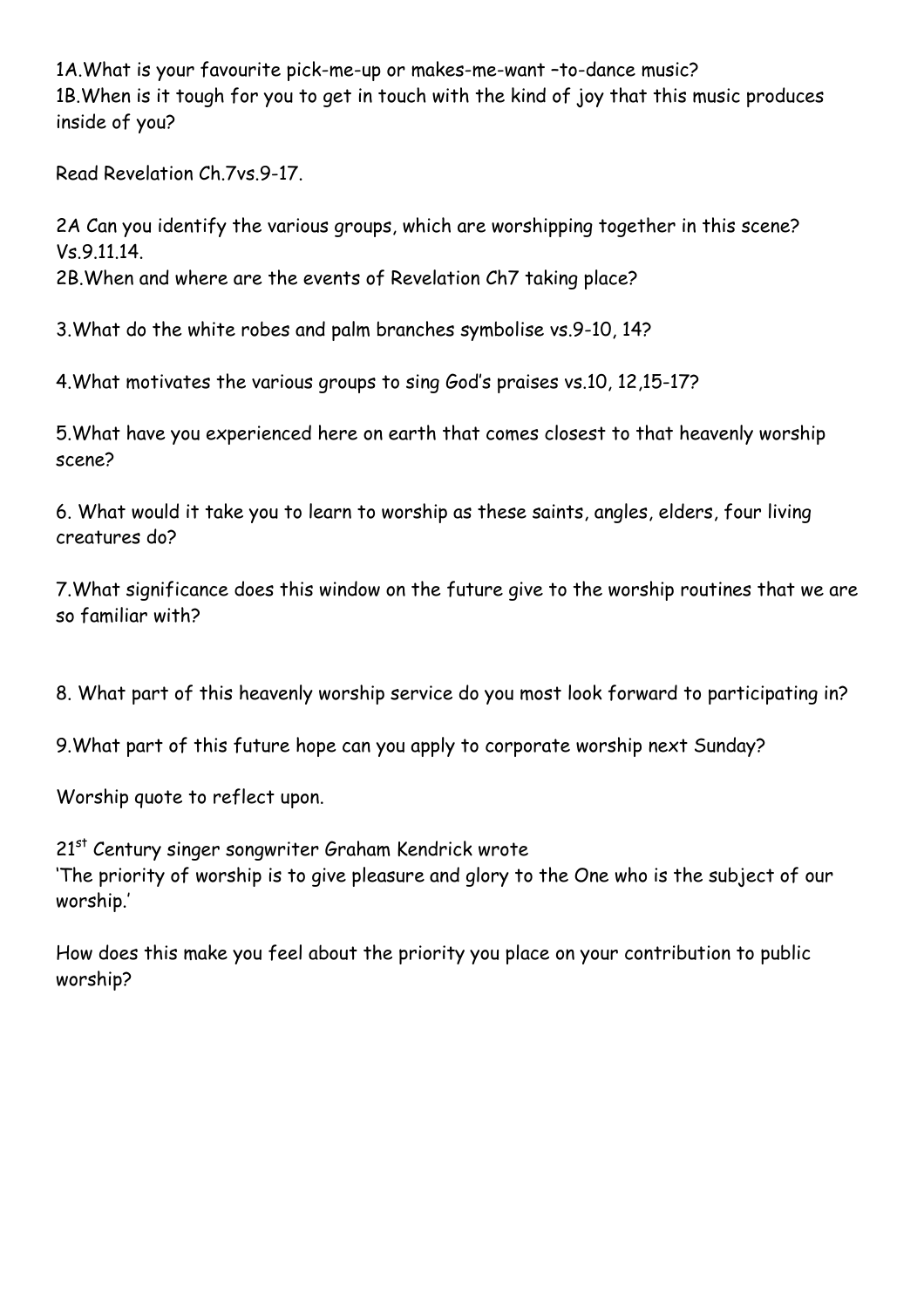1A.What is your favourite pick-me-up or makes-me-want –to-dance music?
1B.When is it tough for you to get in touch with the kind of joy that this music produces inside of you?

Read Revelation Ch.7vs.9-17.

2A Can you identify the various groups, which are worshipping together in this scene? Vs.9.11.14.
2B.When and where are the events of Revelation Ch7 taking place?

3.What do the white robes and palm branches symbolise vs.9-10, 14?

4.What motivates the various groups to sing God's praises vs.10, 12,15-17?

5.What have you experienced here on earth that comes closest to that heavenly worship scene?

6. What would it take you to learn to worship as these saints, angles, elders, four living creatures do?

7.What significance does this window on the future give to the worship routines that we are so familiar with?

8. What part of this heavenly worship service do you most look forward to participating in?

9.What part of this future hope can you apply to corporate worship next Sunday?

Worship quote to reflect upon.

21st Century singer songwriter Graham Kendrick wrote
'The priority of worship is to give pleasure and glory to the One who is the subject of our worship.'

How does this make you feel about the priority you place on your contribution to public worship?